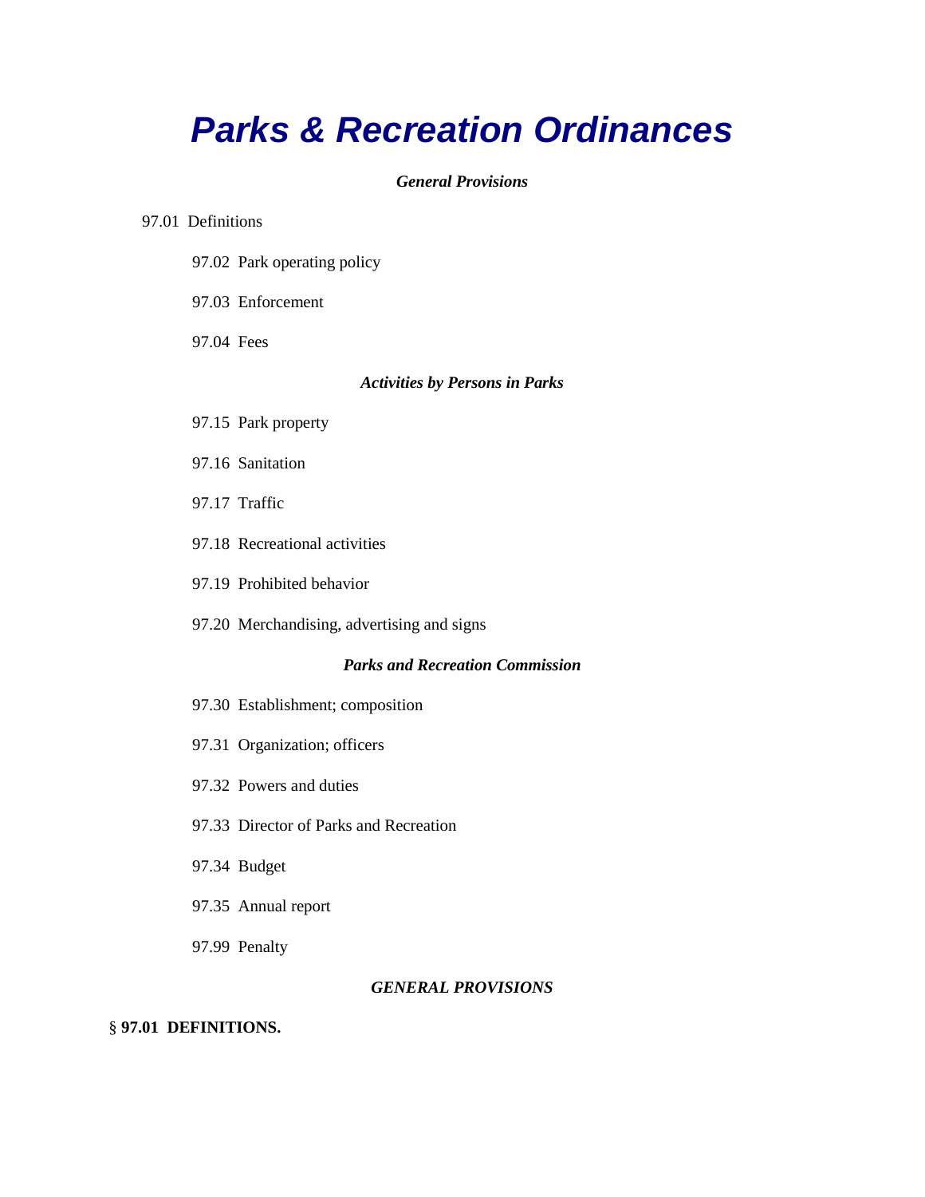# *Parks & Recreation Ordinances*

***General Provisions***

97.01 Definitions

97.02 Park operating policy

97.03 Enforcement

97.04 Fees

***Activities by Persons in Parks***

97.15 Park property

97.16 Sanitation

97.17 Traffic

97.18 Recreational activities

97.19 Prohibited behavior

97.20 Merchandising, advertising and signs

***Parks and Recreation Commission***

97.30 Establishment; composition

97.31 Organization; officers

97.32 Powers and duties

97.33 Director of Parks and Recreation

97.34 Budget

97.35 Annual report

97.99 Penalty

***GENERAL PROVISIONS***

**§ 97.01 DEFINITIONS.**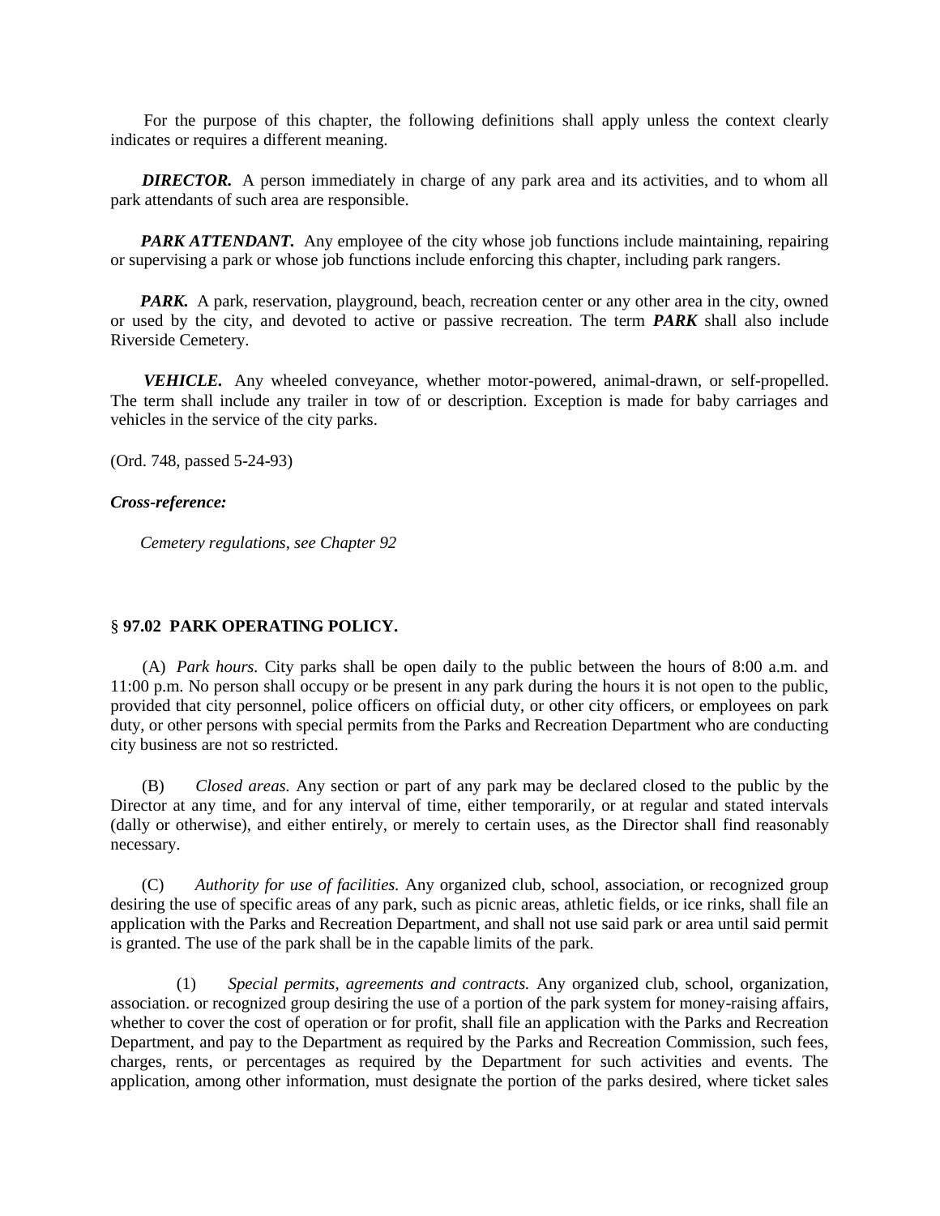For the purpose of this chapter, the following definitions shall apply unless the context clearly indicates or requires a different meaning.

***DIRECTOR.*** A person immediately in charge of any park area and its activities, and to whom all park attendants of such area are responsible.

***PARK ATTENDANT.*** Any employee of the city whose job functions include maintaining, repairing or supervising a park or whose job functions include enforcing this chapter, including park rangers.

***PARK.*** A park, reservation, playground, beach, recreation center or any other area in the city, owned or used by the city, and devoted to active or passive recreation. The term ***PARK*** shall also include Riverside Cemetery.

***VEHICLE.*** Any wheeled conveyance, whether motor-powered, animal-drawn, or self-propelled. The term shall include any trailer in tow of or description. Exception is made for baby carriages and vehicles in the service of the city parks.

(Ord. 748, passed 5-24-93)

***Cross-reference:***

*Cemetery regulations, see Chapter 92*

### § 97.02 PARK OPERATING POLICY.

(A) *Park hours.* City parks shall be open daily to the public between the hours of 8:00 a.m. and 11:00 p.m. No person shall occupy or be present in any park during the hours it is not open to the public, provided that city personnel, police officers on official duty, or other city officers, or employees on park duty, or other persons with special permits from the Parks and Recreation Department who are conducting city business are not so restricted.

(B) *Closed areas.* Any section or part of any park may be declared closed to the public by the Director at any time, and for any interval of time, either temporarily, or at regular and stated intervals (dally or otherwise), and either entirely, or merely to certain uses, as the Director shall find reasonably necessary.

(C) *Authority for use of facilities.* Any organized club, school, association, or recognized group desiring the use of specific areas of any park, such as picnic areas, athletic fields, or ice rinks, shall file an application with the Parks and Recreation Department, and shall not use said park or area until said permit is granted. The use of the park shall be in the capable limits of the park.

(1) *Special permits, agreements and contracts.* Any organized club, school, organization, association. or recognized group desiring the use of a portion of the park system for money-raising affairs, whether to cover the cost of operation or for profit, shall file an application with the Parks and Recreation Department, and pay to the Department as required by the Parks and Recreation Commission, such fees, charges, rents, or percentages as required by the Department for such activities and events. The application, among other information, must designate the portion of the parks desired, where ticket sales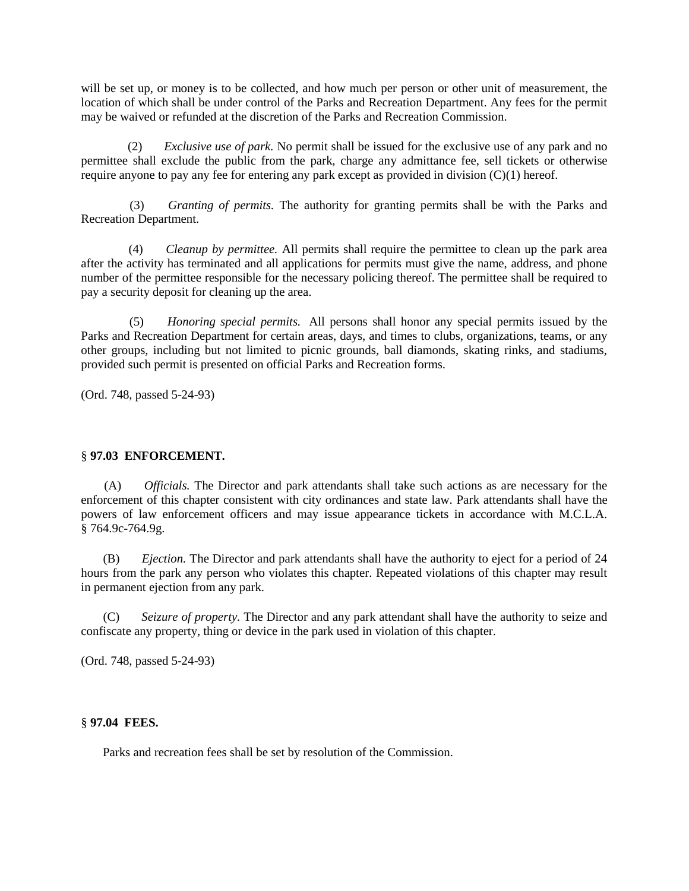will be set up, or money is to be collected, and how much per person or other unit of measurement, the location of which shall be under control of the Parks and Recreation Department. Any fees for the permit may be waived or refunded at the discretion of the Parks and Recreation Commission.

(2) *Exclusive use of park.* No permit shall be issued for the exclusive use of any park and no permittee shall exclude the public from the park, charge any admittance fee, sell tickets or otherwise require anyone to pay any fee for entering any park except as provided in division (C)(1) hereof.

(3) *Granting of permits.* The authority for granting permits shall be with the Parks and Recreation Department.

(4) *Cleanup by permittee.* All permits shall require the permittee to clean up the park area after the activity has terminated and all applications for permits must give the name, address, and phone number of the permittee responsible for the necessary policing thereof. The permittee shall be required to pay a security deposit for cleaning up the area.

(5) *Honoring special permits.* All persons shall honor any special permits issued by the Parks and Recreation Department for certain areas, days, and times to clubs, organizations, teams, or any other groups, including but not limited to picnic grounds, ball diamonds, skating rinks, and stadiums, provided such permit is presented on official Parks and Recreation forms.

(Ord. 748, passed 5-24-93)

### § 97.03 ENFORCEMENT.

(A) *Officials.* The Director and park attendants shall take such actions as are necessary for the enforcement of this chapter consistent with city ordinances and state law. Park attendants shall have the powers of law enforcement officers and may issue appearance tickets in accordance with M.C.L.A. § 764.9c-764.9g.

(B) *Ejection.* The Director and park attendants shall have the authority to eject for a period of 24 hours from the park any person who violates this chapter. Repeated violations of this chapter may result in permanent ejection from any park.

(C) *Seizure of property.* The Director and any park attendant shall have the authority to seize and confiscate any property, thing or device in the park used in violation of this chapter.

(Ord. 748, passed 5-24-93)

### § 97.04 FEES.

Parks and recreation fees shall be set by resolution of the Commission.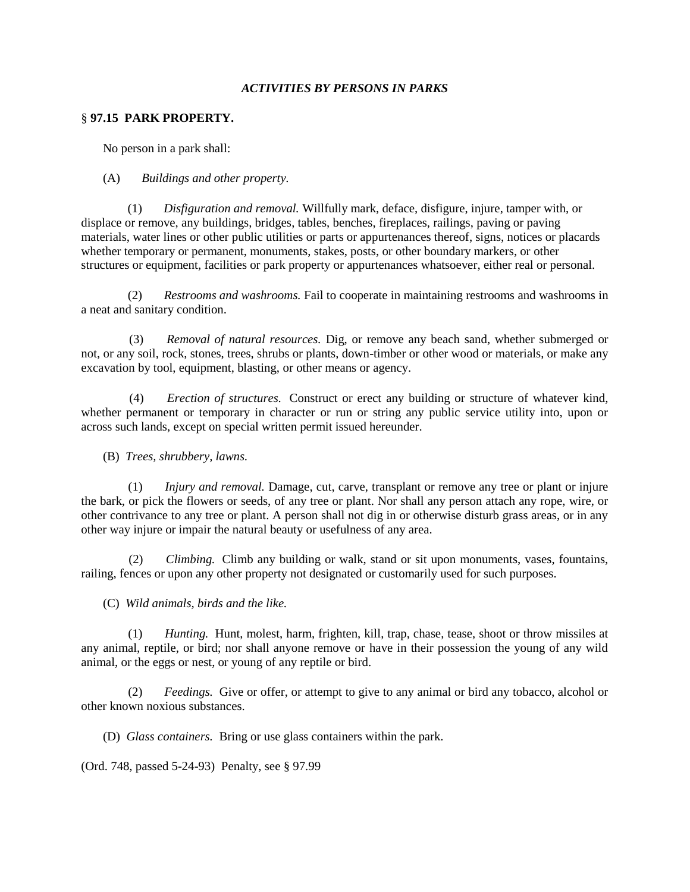### *ACTIVITIES BY PERSONS IN PARKS*

**§ 97.15 PARK PROPERTY.**

No person in a park shall:

(A) *Buildings and other property.*

(1) *Disfiguration and removal.* Willfully mark, deface, disfigure, injure, tamper with, or displace or remove, any buildings, bridges, tables, benches, fireplaces, railings, paving or paving materials, water lines or other public utilities or parts or appurtenances thereof, signs, notices or placards whether temporary or permanent, monuments, stakes, posts, or other boundary markers, or other structures or equipment, facilities or park property or appurtenances whatsoever, either real or personal.

(2) *Restrooms and washrooms.* Fail to cooperate in maintaining restrooms and washrooms in a neat and sanitary condition.

(3) *Removal of natural resources.* Dig, or remove any beach sand, whether submerged or not, or any soil, rock, stones, trees, shrubs or plants, down-timber or other wood or materials, or make any excavation by tool, equipment, blasting, or other means or agency.

(4) *Erection of structures.* Construct or erect any building or structure of whatever kind, whether permanent or temporary in character or run or string any public service utility into, upon or across such lands, except on special written permit issued hereunder.

(B) *Trees, shrubbery, lawns.*

(1) *Injury and removal.* Damage, cut, carve, transplant or remove any tree or plant or injure the bark, or pick the flowers or seeds, of any tree or plant. Nor shall any person attach any rope, wire, or other contrivance to any tree or plant. A person shall not dig in or otherwise disturb grass areas, or in any other way injure or impair the natural beauty or usefulness of any area.

(2) *Climbing.* Climb any building or walk, stand or sit upon monuments, vases, fountains, railing, fences or upon any other property not designated or customarily used for such purposes.

(C) *Wild animals, birds and the like.*

(1) *Hunting.* Hunt, molest, harm, frighten, kill, trap, chase, tease, shoot or throw missiles at any animal, reptile, or bird; nor shall anyone remove or have in their possession the young of any wild animal, or the eggs or nest, or young of any reptile or bird.

(2) *Feedings.* Give or offer, or attempt to give to any animal or bird any tobacco, alcohol or other known noxious substances.

(D) *Glass containers.* Bring or use glass containers within the park.

(Ord. 748, passed 5-24-93) Penalty, see § 97.99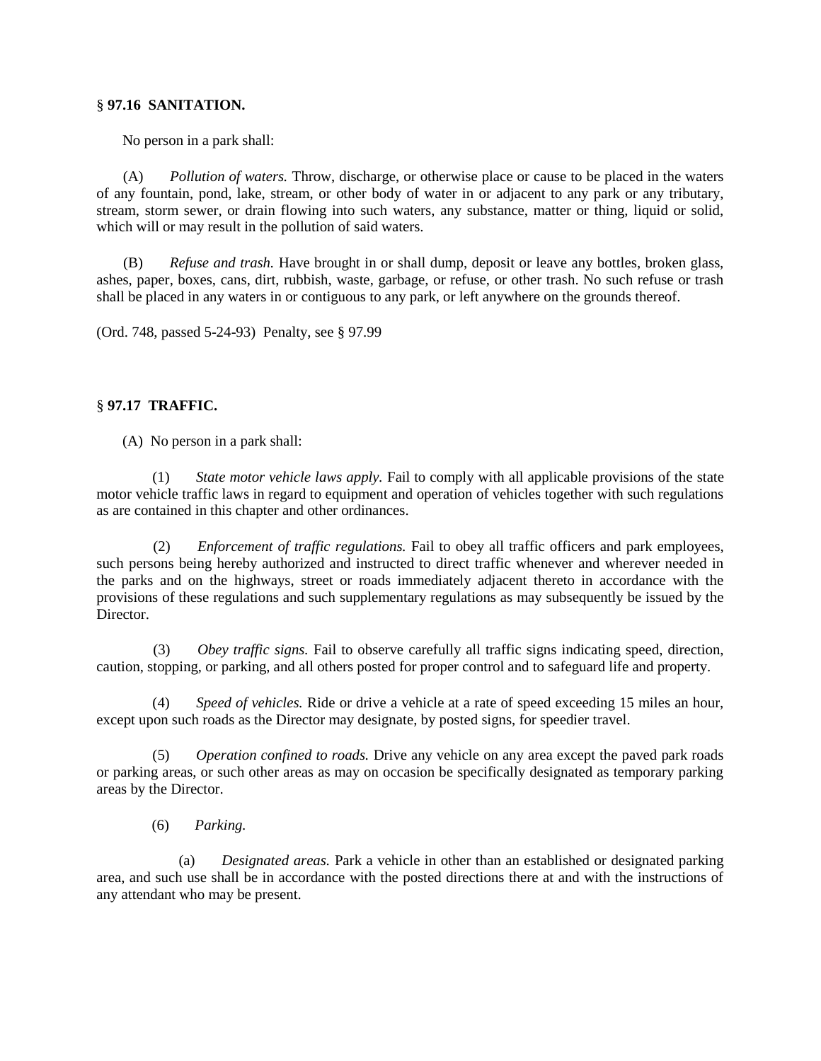**§ 97.16 SANITATION.**

No person in a park shall:

(A) *Pollution of waters.* Throw, discharge, or otherwise place or cause to be placed in the waters of any fountain, pond, lake, stream, or other body of water in or adjacent to any park or any tributary, stream, storm sewer, or drain flowing into such waters, any substance, matter or thing, liquid or solid, which will or may result in the pollution of said waters.

(B) *Refuse and trash.* Have brought in or shall dump, deposit or leave any bottles, broken glass, ashes, paper, boxes, cans, dirt, rubbish, waste, garbage, or refuse, or other trash. No such refuse or trash shall be placed in any waters in or contiguous to any park, or left anywhere on the grounds thereof.

(Ord. 748, passed 5-24-93) Penalty, see § 97.99

**§ 97.17 TRAFFIC.**

(A) No person in a park shall:

(1) *State motor vehicle laws apply.* Fail to comply with all applicable provisions of the state motor vehicle traffic laws in regard to equipment and operation of vehicles together with such regulations as are contained in this chapter and other ordinances.

(2) *Enforcement of traffic regulations.* Fail to obey all traffic officers and park employees, such persons being hereby authorized and instructed to direct traffic whenever and wherever needed in the parks and on the highways, street or roads immediately adjacent thereto in accordance with the provisions of these regulations and such supplementary regulations as may subsequently be issued by the Director.

(3) *Obey traffic signs.* Fail to observe carefully all traffic signs indicating speed, direction, caution, stopping, or parking, and all others posted for proper control and to safeguard life and property.

(4) *Speed of vehicles.* Ride or drive a vehicle at a rate of speed exceeding 15 miles an hour, except upon such roads as the Director may designate, by posted signs, for speedier travel.

(5) *Operation confined to roads.* Drive any vehicle on any area except the paved park roads or parking areas, or such other areas as may on occasion be specifically designated as temporary parking areas by the Director.

(6) *Parking.*

(a) *Designated areas.* Park a vehicle in other than an established or designated parking area, and such use shall be in accordance with the posted directions there at and with the instructions of any attendant who may be present.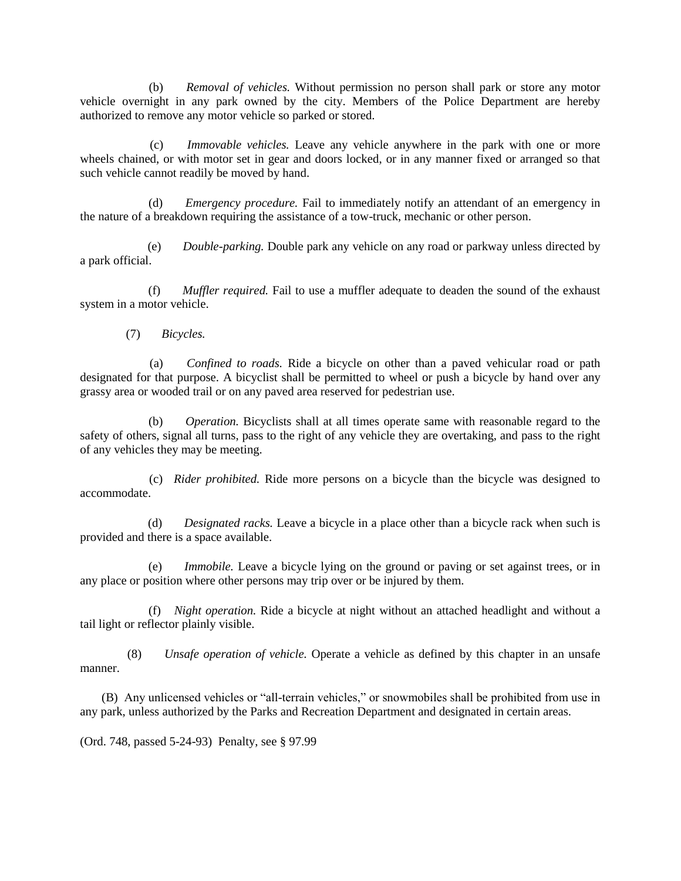(b) *Removal of vehicles.* Without permission no person shall park or store any motor vehicle overnight in any park owned by the city. Members of the Police Department are hereby authorized to remove any motor vehicle so parked or stored.

(c) *Immovable vehicles.* Leave any vehicle anywhere in the park with one or more wheels chained, or with motor set in gear and doors locked, or in any manner fixed or arranged so that such vehicle cannot readily be moved by hand.

(d) *Emergency procedure.* Fail to immediately notify an attendant of an emergency in the nature of a breakdown requiring the assistance of a tow-truck, mechanic or other person.

(e) *Double-parking.* Double park any vehicle on any road or parkway unless directed by a park official.

(f) *Muffler required.* Fail to use a muffler adequate to deaden the sound of the exhaust system in a motor vehicle.

(7) *Bicycles.*

(a) *Confined to roads.* Ride a bicycle on other than a paved vehicular road or path designated for that purpose. A bicyclist shall be permitted to wheel or push a bicycle by hand over any grassy area or wooded trail or on any paved area reserved for pedestrian use.

(b) *Operation.* Bicyclists shall at all times operate same with reasonable regard to the safety of others, signal all turns, pass to the right of any vehicle they are overtaking, and pass to the right of any vehicles they may be meeting.

(c) *Rider prohibited.* Ride more persons on a bicycle than the bicycle was designed to accommodate.

(d) *Designated racks.* Leave a bicycle in a place other than a bicycle rack when such is provided and there is a space available.

(e) *Immobile.* Leave a bicycle lying on the ground or paving or set against trees, or in any place or position where other persons may trip over or be injured by them.

(f) *Night operation.* Ride a bicycle at night without an attached headlight and without a tail light or reflector plainly visible.

(8) *Unsafe operation of vehicle.* Operate a vehicle as defined by this chapter in an unsafe manner.

(B) Any unlicensed vehicles or "all-terrain vehicles," or snowmobiles shall be prohibited from use in any park, unless authorized by the Parks and Recreation Department and designated in certain areas.

(Ord. 748, passed 5-24-93) Penalty, see § 97.99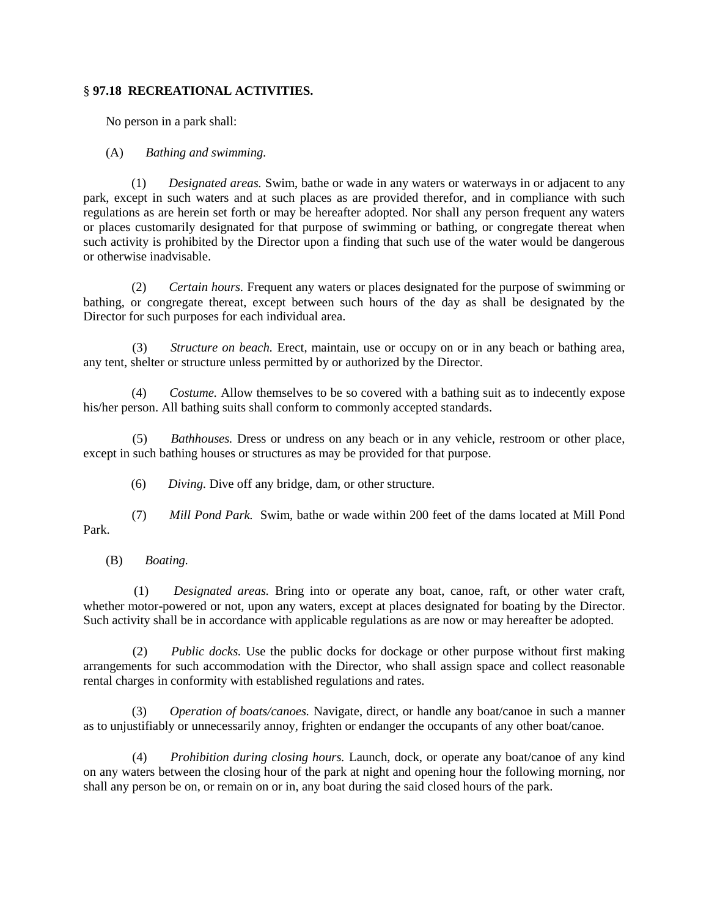### § 97.18 RECREATIONAL ACTIVITIES.

No person in a park shall:

(A) *Bathing and swimming.*

(1) *Designated areas.* Swim, bathe or wade in any waters or waterways in or adjacent to any park, except in such waters and at such places as are provided therefor, and in compliance with such regulations as are herein set forth or may be hereafter adopted. Nor shall any person frequent any waters or places customarily designated for that purpose of swimming or bathing, or congregate thereat when such activity is prohibited by the Director upon a finding that such use of the water would be dangerous or otherwise inadvisable.

(2) *Certain hours.* Frequent any waters or places designated for the purpose of swimming or bathing, or congregate thereat, except between such hours of the day as shall be designated by the Director for such purposes for each individual area.

(3) *Structure on beach.* Erect, maintain, use or occupy on or in any beach or bathing area, any tent, shelter or structure unless permitted by or authorized by the Director.

(4) *Costume.* Allow themselves to be so covered with a bathing suit as to indecently expose his/her person. All bathing suits shall conform to commonly accepted standards.

(5) *Bathhouses.* Dress or undress on any beach or in any vehicle, restroom or other place, except in such bathing houses or structures as may be provided for that purpose.

(6) *Diving.* Dive off any bridge, dam, or other structure.

(7) *Mill Pond Park.* Swim, bathe or wade within 200 feet of the dams located at Mill Pond Park.

(B) *Boating.*

(1) *Designated areas.* Bring into or operate any boat, canoe, raft, or other water craft, whether motor-powered or not, upon any waters, except at places designated for boating by the Director. Such activity shall be in accordance with applicable regulations as are now or may hereafter be adopted.

(2) *Public docks.* Use the public docks for dockage or other purpose without first making arrangements for such accommodation with the Director, who shall assign space and collect reasonable rental charges in conformity with established regulations and rates.

(3) *Operation of boats/canoes.* Navigate, direct, or handle any boat/canoe in such a manner as to unjustifiably or unnecessarily annoy, frighten or endanger the occupants of any other boat/canoe.

(4) *Prohibition during closing hours.* Launch, dock, or operate any boat/canoe of any kind on any waters between the closing hour of the park at night and opening hour the following morning, nor shall any person be on, or remain on or in, any boat during the said closed hours of the park.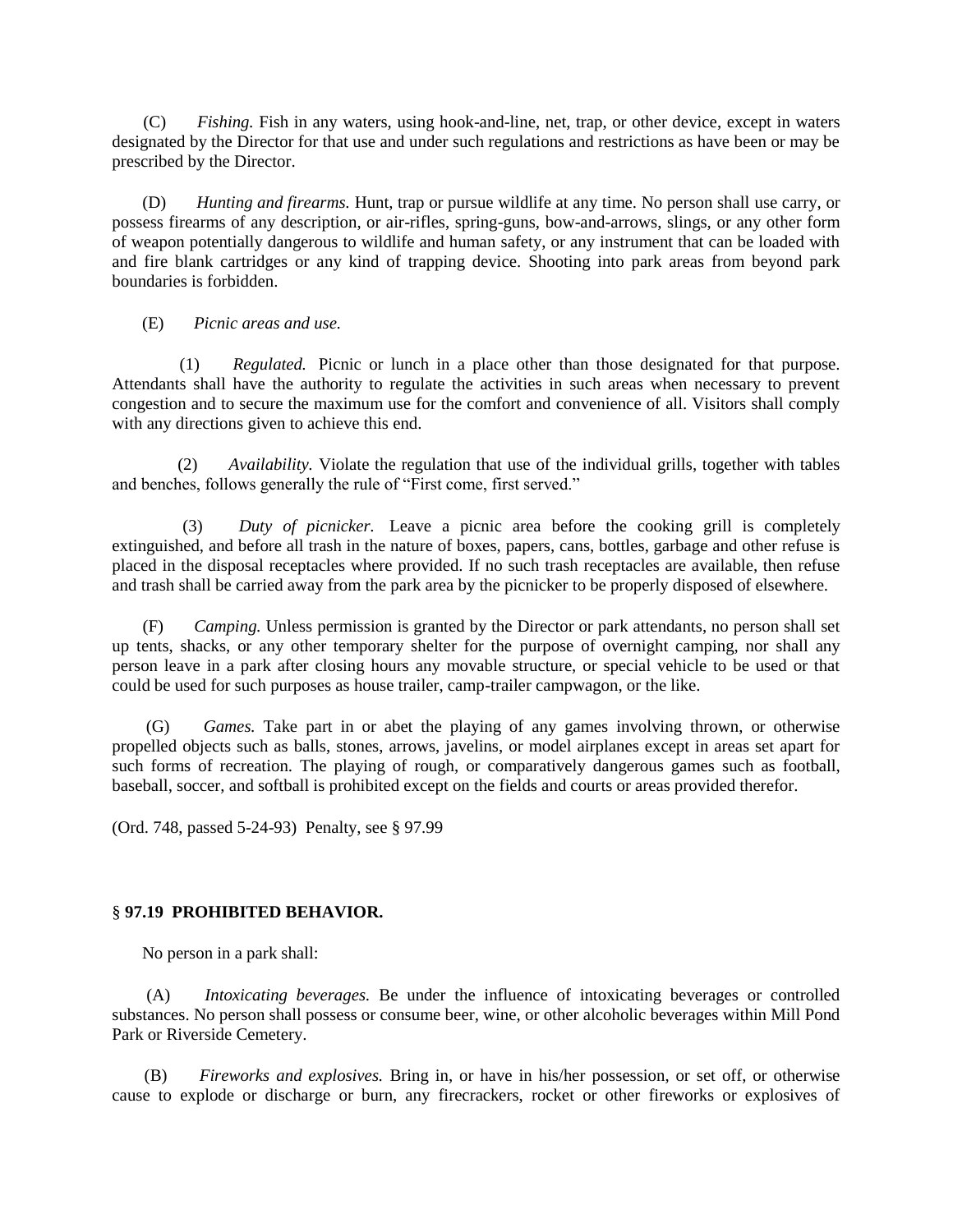(C) *Fishing.* Fish in any waters, using hook-and-line, net, trap, or other device, except in waters designated by the Director for that use and under such regulations and restrictions as have been or may be prescribed by the Director.

(D) *Hunting and firearms.* Hunt, trap or pursue wildlife at any time. No person shall use carry, or possess firearms of any description, or air-rifles, spring-guns, bow-and-arrows, slings, or any other form of weapon potentially dangerous to wildlife and human safety, or any instrument that can be loaded with and fire blank cartridges or any kind of trapping device. Shooting into park areas from beyond park boundaries is forbidden.

(E) *Picnic areas and use.*

(1) *Regulated.* Picnic or lunch in a place other than those designated for that purpose. Attendants shall have the authority to regulate the activities in such areas when necessary to prevent congestion and to secure the maximum use for the comfort and convenience of all. Visitors shall comply with any directions given to achieve this end.

(2) *Availability.* Violate the regulation that use of the individual grills, together with tables and benches, follows generally the rule of "First come, first served."

(3) *Duty of picnicker.* Leave a picnic area before the cooking grill is completely extinguished, and before all trash in the nature of boxes, papers, cans, bottles, garbage and other refuse is placed in the disposal receptacles where provided. If no such trash receptacles are available, then refuse and trash shall be carried away from the park area by the picnicker to be properly disposed of elsewhere.

(F) *Camping.* Unless permission is granted by the Director or park attendants, no person shall set up tents, shacks, or any other temporary shelter for the purpose of overnight camping, nor shall any person leave in a park after closing hours any movable structure, or special vehicle to be used or that could be used for such purposes as house trailer, camp-trailer campwagon, or the like.

(G) *Games.* Take part in or abet the playing of any games involving thrown, or otherwise propelled objects such as balls, stones, arrows, javelins, or model airplanes except in areas set apart for such forms of recreation. The playing of rough, or comparatively dangerous games such as football, baseball, soccer, and softball is prohibited except on the fields and courts or areas provided therefor.

(Ord. 748, passed 5-24-93) Penalty, see § 97.99

### § 97.19 PROHIBITED BEHAVIOR.

No person in a park shall:

(A) *Intoxicating beverages.* Be under the influence of intoxicating beverages or controlled substances. No person shall possess or consume beer, wine, or other alcoholic beverages within Mill Pond Park or Riverside Cemetery.

(B) *Fireworks and explosives.* Bring in, or have in his/her possession, or set off, or otherwise cause to explode or discharge or burn, any firecrackers, rocket or other fireworks or explosives of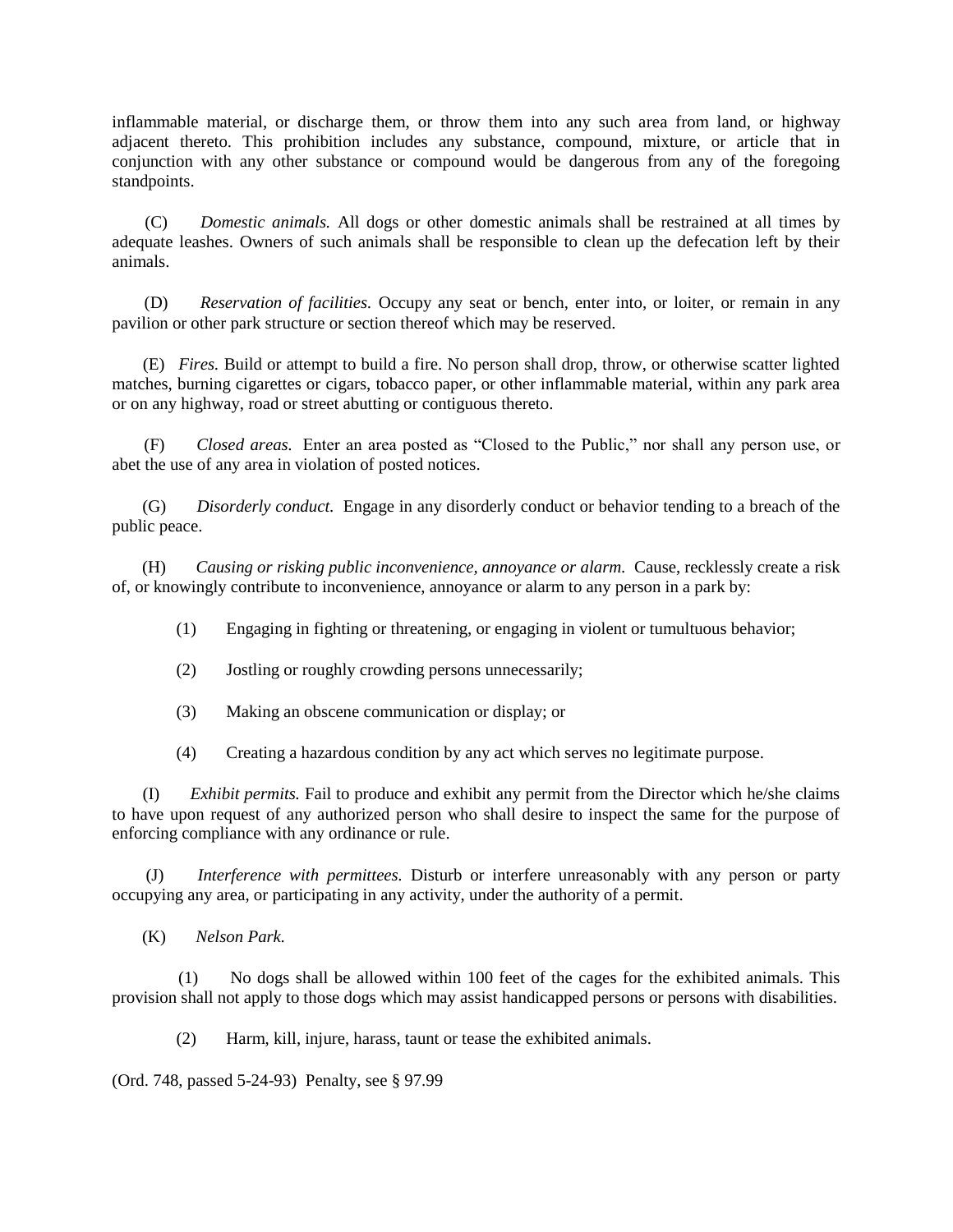inflammable material, or discharge them, or throw them into any such area from land, or highway adjacent thereto. This prohibition includes any substance, compound, mixture, or article that in conjunction with any other substance or compound would be dangerous from any of the foregoing standpoints.

(C) *Domestic animals.* All dogs or other domestic animals shall be restrained at all times by adequate leashes. Owners of such animals shall be responsible to clean up the defecation left by their animals.

(D) *Reservation of facilities.* Occupy any seat or bench, enter into, or loiter, or remain in any pavilion or other park structure or section thereof which may be reserved.

(E) *Fires.* Build or attempt to build a fire. No person shall drop, throw, or otherwise scatter lighted matches, burning cigarettes or cigars, tobacco paper, or other inflammable material, within any park area or on any highway, road or street abutting or contiguous thereto.

(F) *Closed areas.* Enter an area posted as "Closed to the Public," nor shall any person use, or abet the use of any area in violation of posted notices.

(G) *Disorderly conduct.* Engage in any disorderly conduct or behavior tending to a breach of the public peace.

(H) *Causing or risking public inconvenience, annoyance or alarm.* Cause, recklessly create a risk of, or knowingly contribute to inconvenience, annoyance or alarm to any person in a park by:

(1) Engaging in fighting or threatening, or engaging in violent or tumultuous behavior;

(2) Jostling or roughly crowding persons unnecessarily;

(3) Making an obscene communication or display; or

(4) Creating a hazardous condition by any act which serves no legitimate purpose.

(I) *Exhibit permits.* Fail to produce and exhibit any permit from the Director which he/she claims to have upon request of any authorized person who shall desire to inspect the same for the purpose of enforcing compliance with any ordinance or rule.

(J) *Interference with permittees.* Disturb or interfere unreasonably with any person or party occupying any area, or participating in any activity, under the authority of a permit.

(K) *Nelson Park.*

(1) No dogs shall be allowed within 100 feet of the cages for the exhibited animals. This provision shall not apply to those dogs which may assist handicapped persons or persons with disabilities.

(2) Harm, kill, injure, harass, taunt or tease the exhibited animals.

(Ord. 748, passed 5-24-93) Penalty, see § 97.99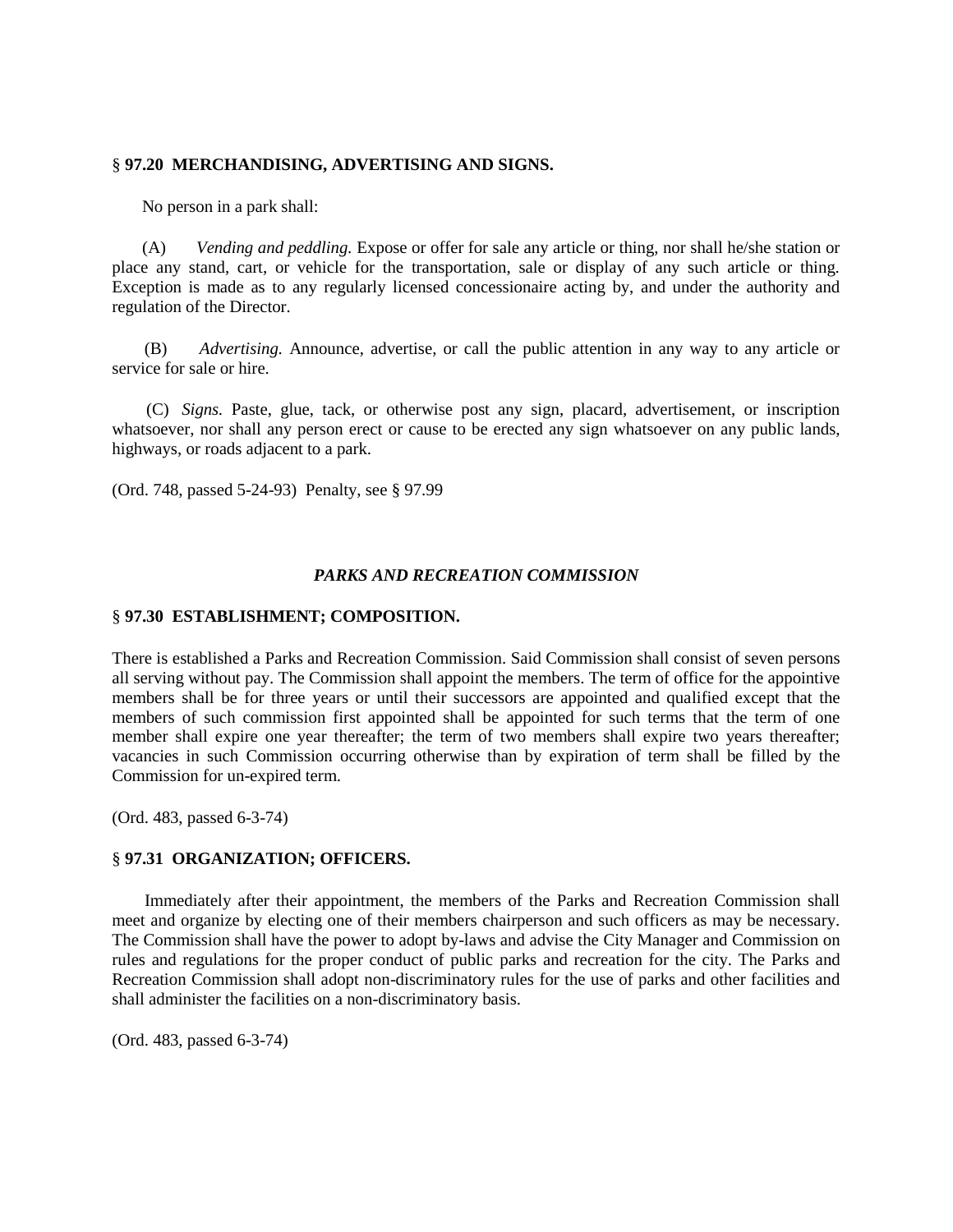### § 97.20 MERCHANDISING, ADVERTISING AND SIGNS.

No person in a park shall:

(A) *Vending and peddling.* Expose or offer for sale any article or thing, nor shall he/she station or place any stand, cart, or vehicle for the transportation, sale or display of any such article or thing. Exception is made as to any regularly licensed concessionaire acting by, and under the authority and regulation of the Director.

(B) *Advertising.* Announce, advertise, or call the public attention in any way to any article or service for sale or hire.

(C) *Signs.* Paste, glue, tack, or otherwise post any sign, placard, advertisement, or inscription whatsoever, nor shall any person erect or cause to be erected any sign whatsoever on any public lands, highways, or roads adjacent to a park.

(Ord. 748, passed 5-24-93) Penalty, see § 97.99

## *PARKS AND RECREATION COMMISSION*

### § 97.30 ESTABLISHMENT; COMPOSITION.

There is established a Parks and Recreation Commission. Said Commission shall consist of seven persons all serving without pay. The Commission shall appoint the members. The term of office for the appointive members shall be for three years or until their successors are appointed and qualified except that the members of such commission first appointed shall be appointed for such terms that the term of one member shall expire one year thereafter; the term of two members shall expire two years thereafter; vacancies in such Commission occurring otherwise than by expiration of term shall be filled by the Commission for un-expired term.

(Ord. 483, passed 6-3-74)

### § 97.31 ORGANIZATION; OFFICERS.

Immediately after their appointment, the members of the Parks and Recreation Commission shall meet and organize by electing one of their members chairperson and such officers as may be necessary. The Commission shall have the power to adopt by-laws and advise the City Manager and Commission on rules and regulations for the proper conduct of public parks and recreation for the city. The Parks and Recreation Commission shall adopt non-discriminatory rules for the use of parks and other facilities and shall administer the facilities on a non-discriminatory basis.

(Ord. 483, passed 6-3-74)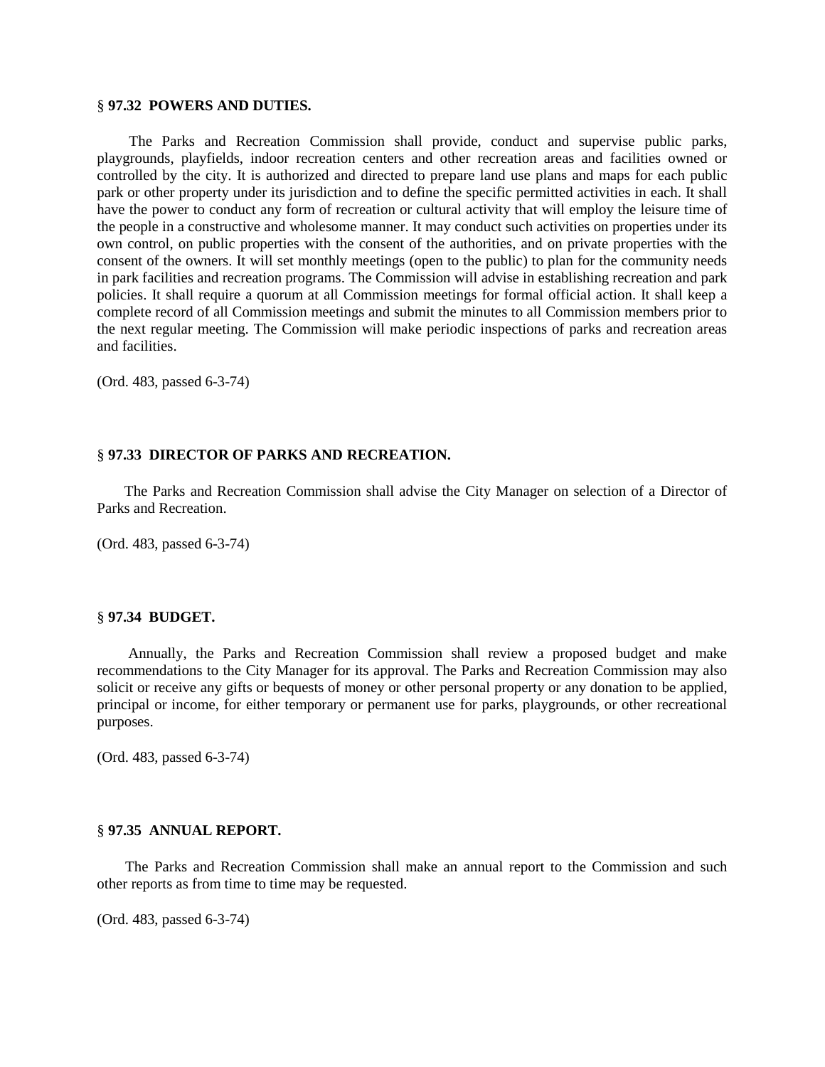**§ 97.32 POWERS AND DUTIES.**

The Parks and Recreation Commission shall provide, conduct and supervise public parks, playgrounds, playfields, indoor recreation centers and other recreation areas and facilities owned or controlled by the city. It is authorized and directed to prepare land use plans and maps for each public park or other property under its jurisdiction and to define the specific permitted activities in each. It shall have the power to conduct any form of recreation or cultural activity that will employ the leisure time of the people in a constructive and wholesome manner. It may conduct such activities on properties under its own control, on public properties with the consent of the authorities, and on private properties with the consent of the owners. It will set monthly meetings (open to the public) to plan for the community needs in park facilities and recreation programs. The Commission will advise in establishing recreation and park policies. It shall require a quorum at all Commission meetings for formal official action. It shall keep a complete record of all Commission meetings and submit the minutes to all Commission members prior to the next regular meeting. The Commission will make periodic inspections of parks and recreation areas and facilities.

(Ord. 483, passed 6-3-74)

**§ 97.33 DIRECTOR OF PARKS AND RECREATION.**

The Parks and Recreation Commission shall advise the City Manager on selection of a Director of Parks and Recreation.

(Ord. 483, passed 6-3-74)

**§ 97.34 BUDGET.**

Annually, the Parks and Recreation Commission shall review a proposed budget and make recommendations to the City Manager for its approval. The Parks and Recreation Commission may also solicit or receive any gifts or bequests of money or other personal property or any donation to be applied, principal or income, for either temporary or permanent use for parks, playgrounds, or other recreational purposes.

(Ord. 483, passed 6-3-74)

**§ 97.35 ANNUAL REPORT.**

The Parks and Recreation Commission shall make an annual report to the Commission and such other reports as from time to time may be requested.

(Ord. 483, passed 6-3-74)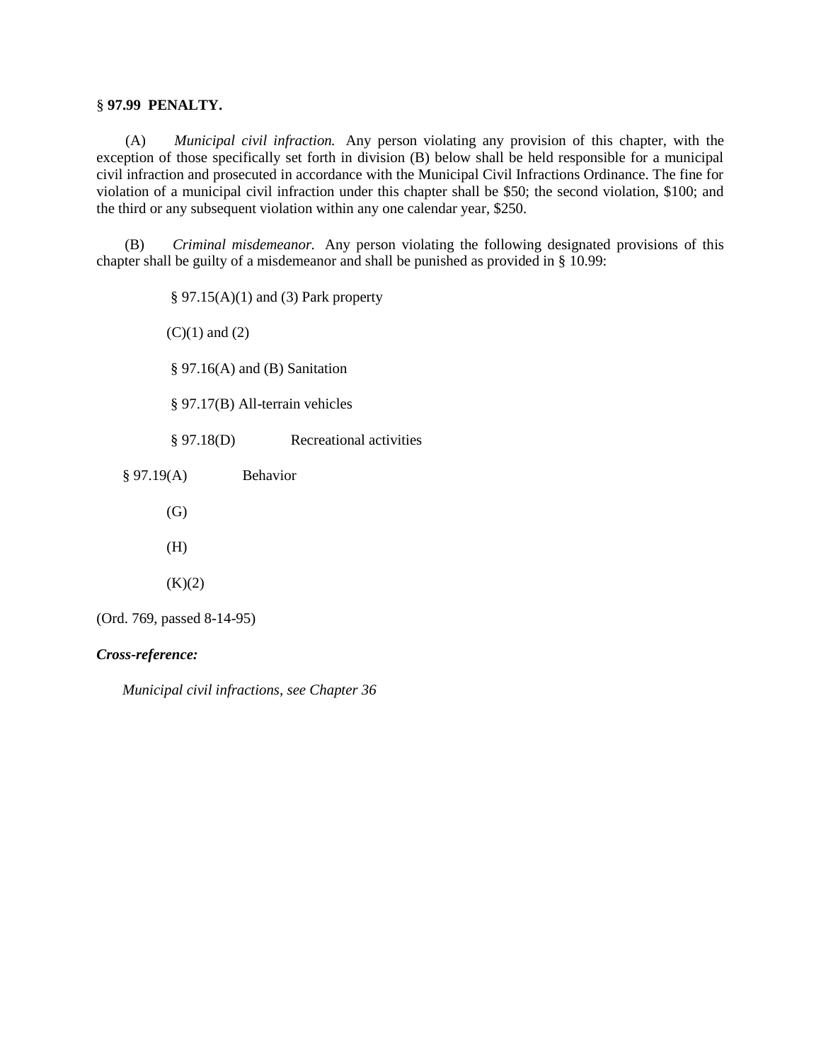**§ 97.99 PENALTY.**

(A) *Municipal civil infraction.* Any person violating any provision of this chapter, with the exception of those specifically set forth in division (B) below shall be held responsible for a municipal civil infraction and prosecuted in accordance with the Municipal Civil Infractions Ordinance. The fine for violation of a municipal civil infraction under this chapter shall be $50; the second violation, $100; and the third or any subsequent violation within any one calendar year, $250.

(B) *Criminal misdemeanor.* Any person violating the following designated provisions of this chapter shall be guilty of a misdemeanor and shall be punished as provided in § 10.99:

§ 97.15(A)(1) and (3) Park property

(C)(1) and (2)

§ 97.16(A) and (B) Sanitation

§ 97.17(B) All-terrain vehicles

§ 97.18(D) Recreational activities

§ 97.19(A) Behavior

(G)

(H)

(K)(2)

(Ord. 769, passed 8-14-95)

***Cross-reference:***

*Municipal civil infractions, see Chapter 36*